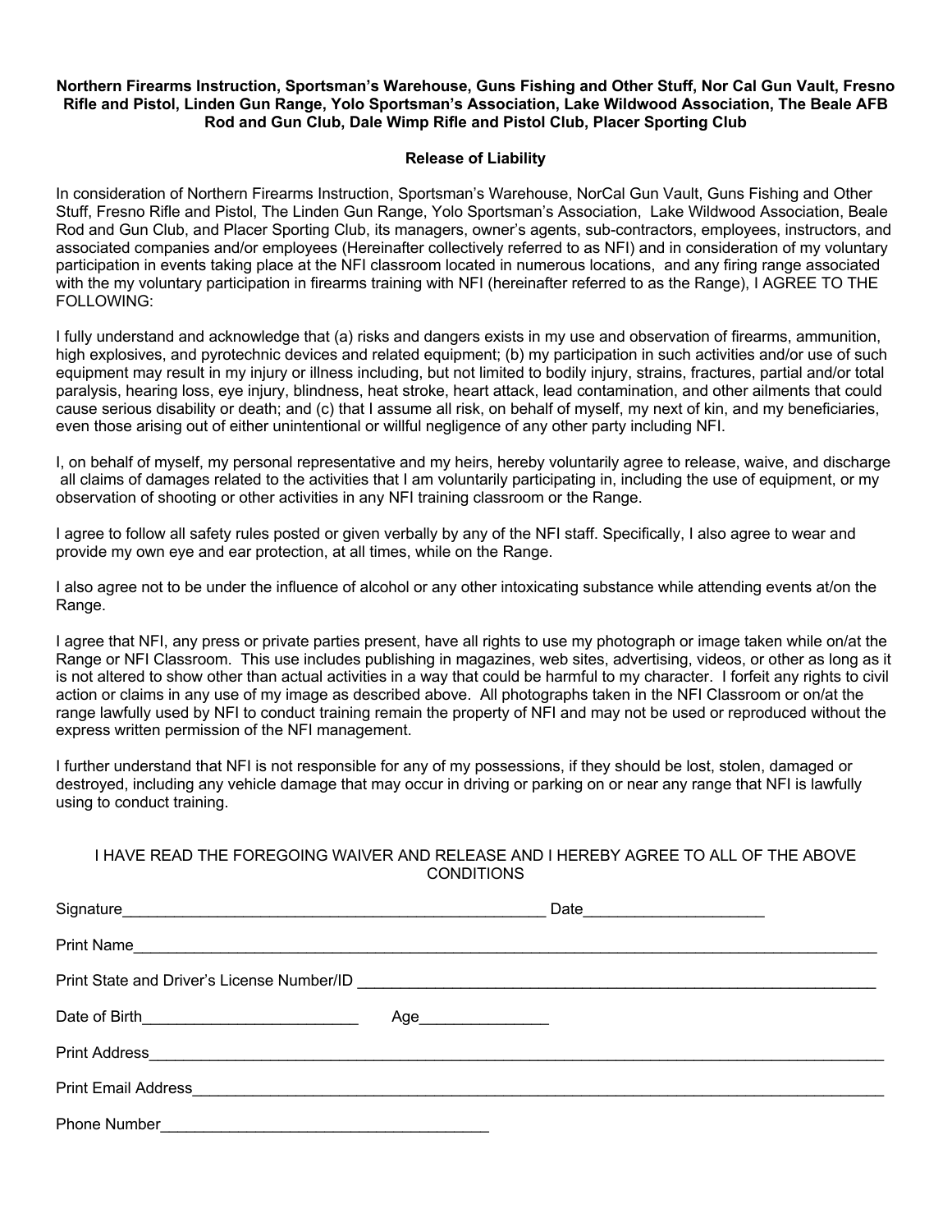**Northern Firearms Instruction, Sportsman's Warehouse, Guns Fishing and Other Stuff, Nor Cal Gun Vault, Fresno Rifle and Pistol, Linden Gun Range, Yolo Sportsman's Association, Lake Wildwood Association, The Beale AFB Rod and Gun Club, Dale Wimp Rifle and Pistol Club, Placer Sporting Club**

**Release of Liability**

In consideration of Northern Firearms Instruction, Sportsman's Warehouse, NorCal Gun Vault, Guns Fishing and Other Stuff, Fresno Rifle and Pistol, The Linden Gun Range, Yolo Sportsman's Association, Lake Wildwood Association, Beale Rod and Gun Club, and Placer Sporting Club, its managers, owner's agents, sub-contractors, employees, instructors, and associated companies and/or employees (Hereinafter collectively referred to as NFI) and in consideration of my voluntary participation in events taking place at the NFI classroom located in numerous locations, and any firing range associated with the my voluntary participation in firearms training with NFI (hereinafter referred to as the Range), I AGREE TO THE FOLLOWING:

I fully understand and acknowledge that (a) risks and dangers exists in my use and observation of firearms, ammunition, high explosives, and pyrotechnic devices and related equipment; (b) my participation in such activities and/or use of such equipment may result in my injury or illness including, but not limited to bodily injury, strains, fractures, partial and/or total paralysis, hearing loss, eye injury, blindness, heat stroke, heart attack, lead contamination, and other ailments that could cause serious disability or death; and (c) that I assume all risk, on behalf of myself, my next of kin, and my beneficiaries, even those arising out of either unintentional or willful negligence of any other party including NFI.

I, on behalf of myself, my personal representative and my heirs, hereby voluntarily agree to release, waive, and discharge all claims of damages related to the activities that I am voluntarily participating in, including the use of equipment, or my observation of shooting or other activities in any NFI training classroom or the Range.

I agree to follow all safety rules posted or given verbally by any of the NFI staff. Specifically, I also agree to wear and provide my own eye and ear protection, at all times, while on the Range.

I also agree not to be under the influence of alcohol or any other intoxicating substance while attending events at/on the Range.

I agree that NFI, any press or private parties present, have all rights to use my photograph or image taken while on/at the Range or NFI Classroom. This use includes publishing in magazines, web sites, advertising, videos, or other as long as it is not altered to show other than actual activities in a way that could be harmful to my character. I forfeit any rights to civil action or claims in any use of my image as described above. All photographs taken in the NFI Classroom or on/at the range lawfully used by NFI to conduct training remain the property of NFI and may not be used or reproduced without the express written permission of the NFI management.

I further understand that NFI is not responsible for any of my possessions, if they should be lost, stolen, damaged or destroyed, including any vehicle damage that may occur in driving or parking on or near any range that NFI is lawfully using to conduct training.

I HAVE READ THE FOREGOING WAIVER AND RELEASE AND I HEREBY AGREE TO ALL OF THE ABOVE CONDITIONS

Signature__________________________________________________ Date____________________

Print Name______________________________________________________________________________________

Print State and Driver's License Number/ID ______________________________________________________________

Date of Birth________________________ Age______________

Print Address_____________________________________________________________________________________

Print Email Address________________________________________________________________________________

Phone Number_____________________________________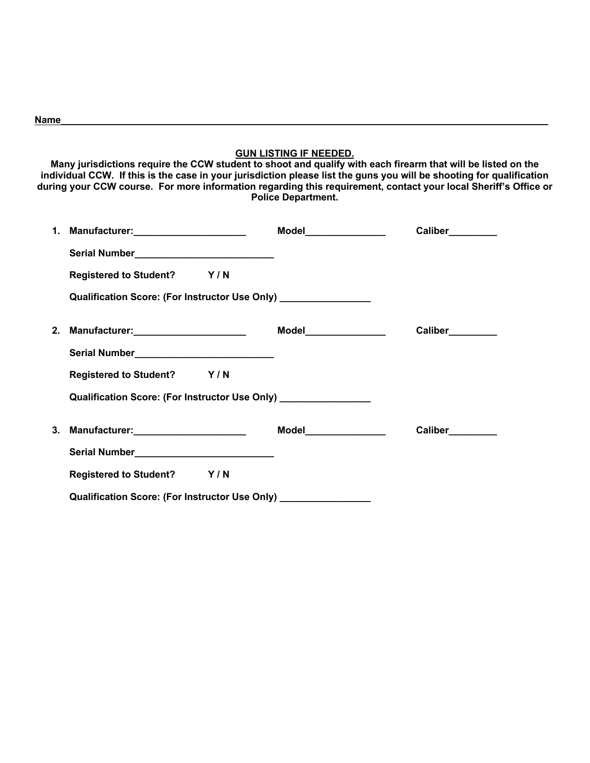Name_______________________________________________________________________________

**GUN LISTING IF NEEDED.**

**Many jurisdictions require the CCW student to shoot and qualify with each firearm that will be listed on the individual CCW. If this is the case in your jurisdiction please list the guns you will be shooting for qualification during your CCW course. For more information regarding this requirement, contact your local Sheriff's Office or Police Department.**

1. **Manufacturer:**_____________________ **Model**_______________ **Caliber**_________

   **Serial Number**_________________________

   **Registered to Student? Y / N**

   **Qualification Score: (For Instructor Use Only)** _________________

2. **Manufacturer:**_____________________ **Model**_______________ **Caliber**_________

   **Serial Number**_________________________

   **Registered to Student? Y / N**

   **Qualification Score: (For Instructor Use Only)** _________________

3. **Manufacturer:**_____________________ **Model**_______________ **Caliber**_________

   **Serial Number**_________________________

   **Registered to Student? Y / N**

   **Qualification Score: (For Instructor Use Only)** _________________